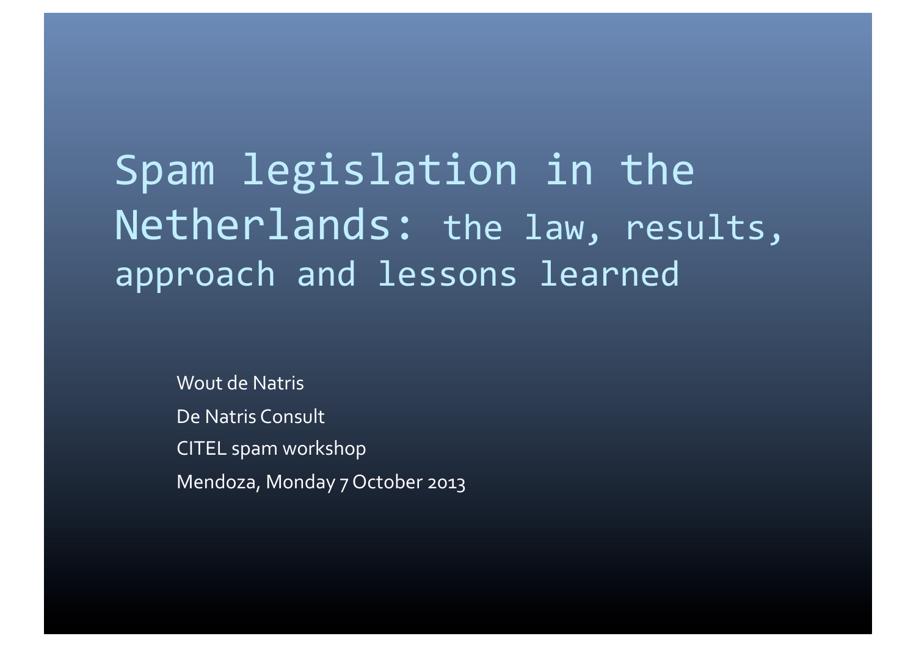# Spam legislation in the Netherlands: the law, results, approach and lessons learned

Wout de Natris

De Natris Consult

CITEL spam workshop

Mendoza, Monday 7 October 2013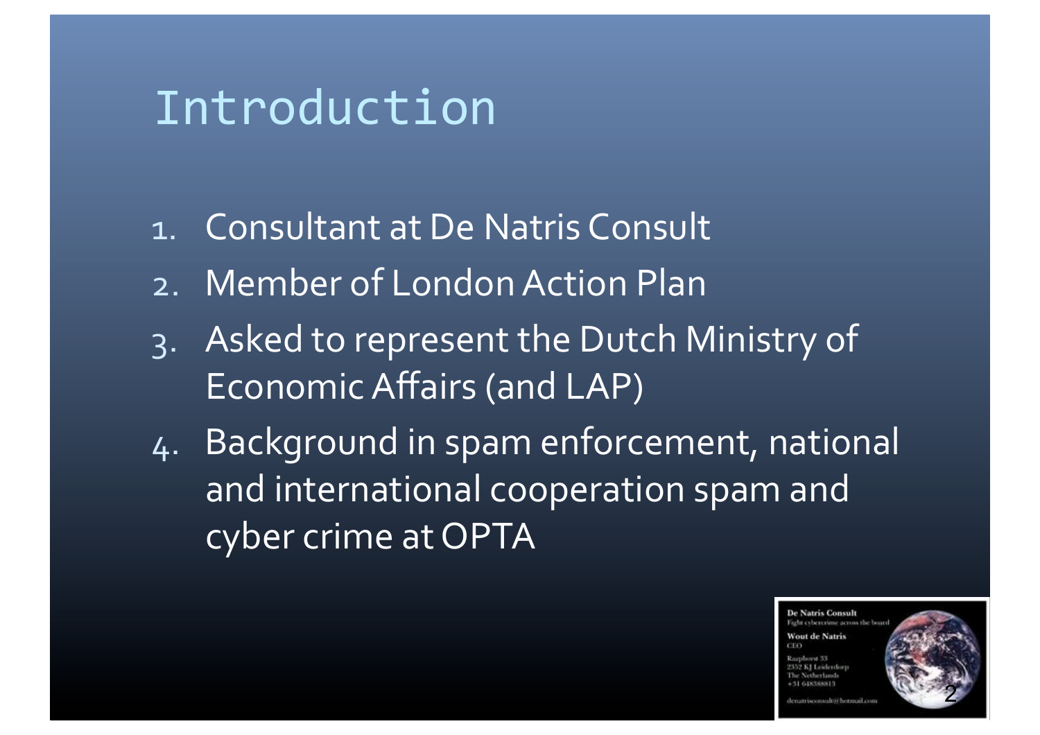# Introduction

1. Consultant at De Natris Consult
2. Member of London Action Plan
3. Asked to represent the Dutch Ministry of Economic Affairs (and LAP)
4. Background in spam enforcement, national and international cooperation spam and cyber crime at OPTA

De Natris Consult
Fight cybercrime across the board
Wout de Natris
CEO
Raaphorst 33
2352 KJ Leiderdorp
The Netherlands
+31 648588815
denatrisconsult@hotmail.com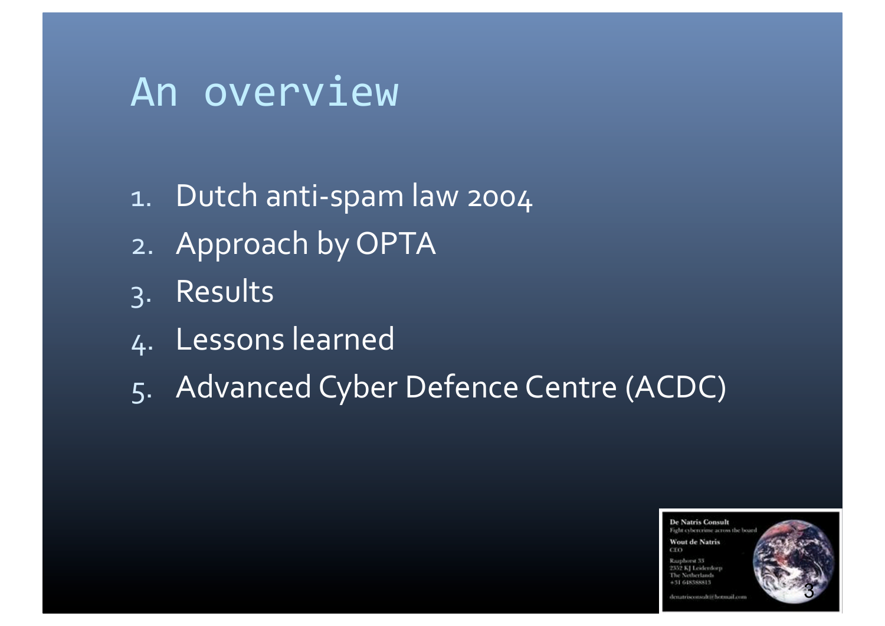# An overview

1. Dutch anti-spam law 2004
2. Approach by OPTA
3. Results
4. Lessons learned
5. Advanced Cyber Defence Centre (ACDC)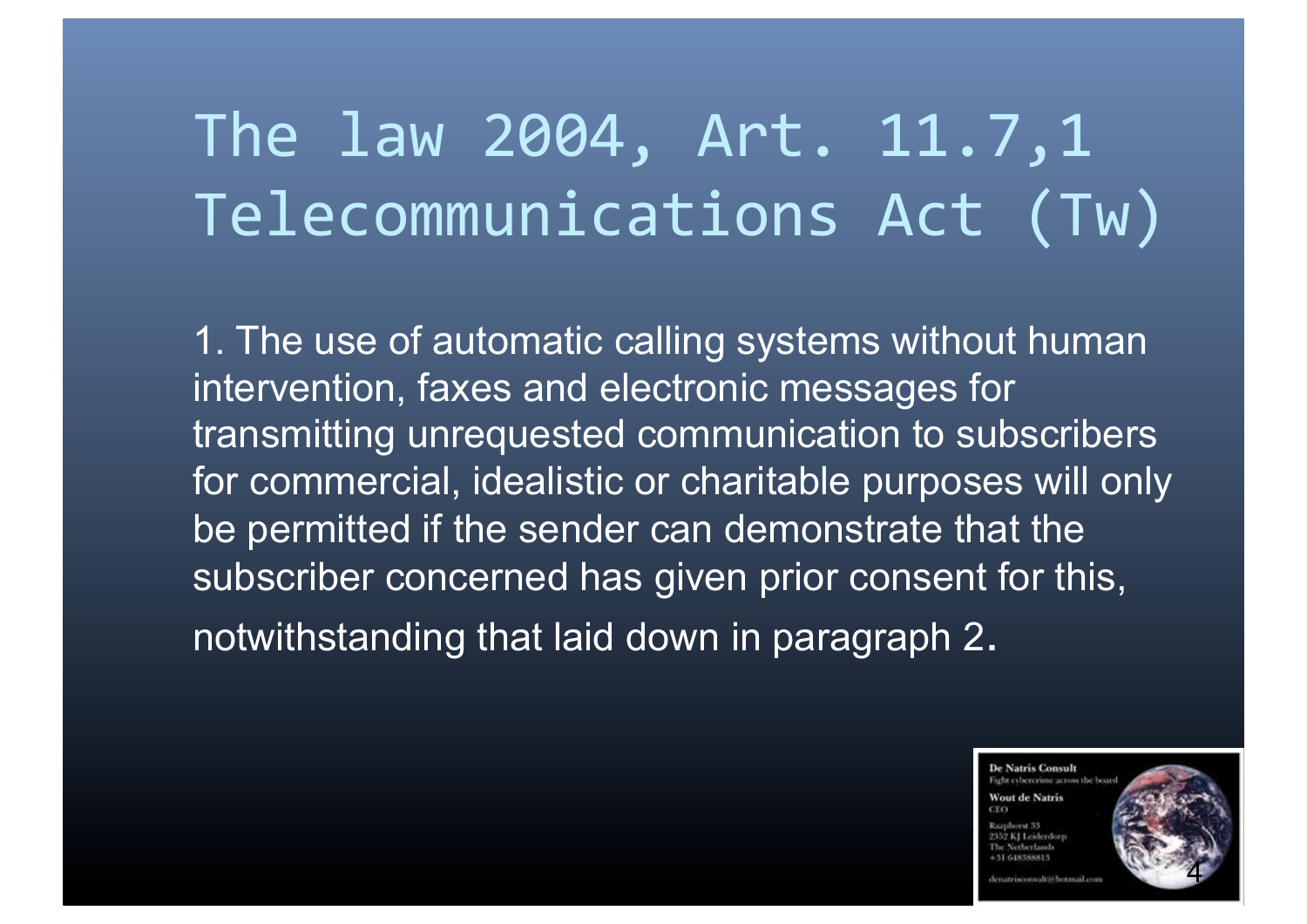# The law 2004, Art. 11.7,1 Telecommunications Act (Tw)

1. The use of automatic calling systems without human intervention, faxes and electronic messages for transmitting unrequested communication to subscribers for commercial, idealistic or charitable purposes will only be permitted if the sender can demonstrate that the subscriber concerned has given prior consent for this, notwithstanding that laid down in paragraph 2.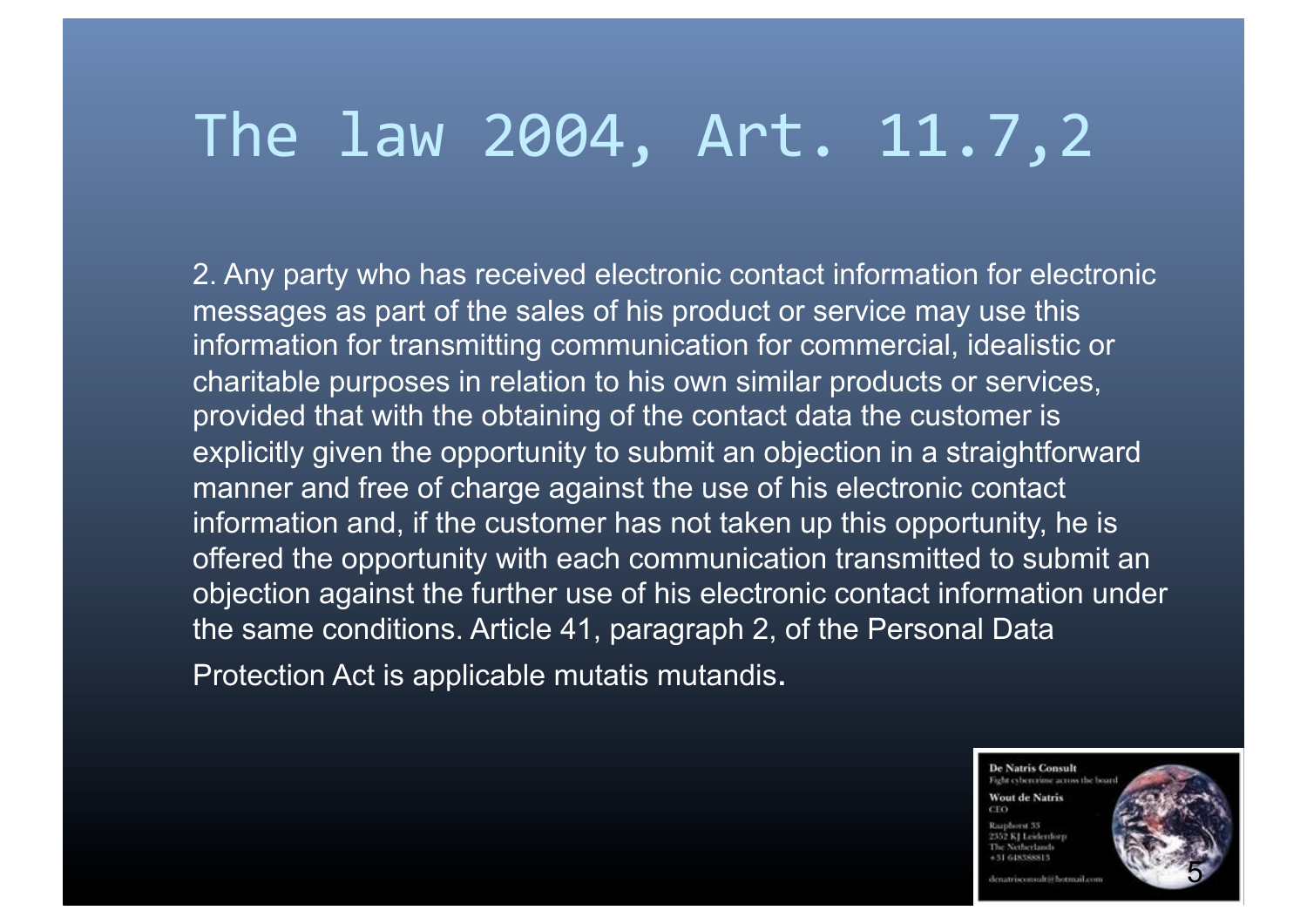# The law 2004, Art. 11.7,2

2. Any party who has received electronic contact information for electronic messages as part of the sales of his product or service may use this information for transmitting communication for commercial, idealistic or charitable purposes in relation to his own similar products or services, provided that with the obtaining of the contact data the customer is explicitly given the opportunity to submit an objection in a straightforward manner and free of charge against the use of his electronic contact information and, if the customer has not taken up this opportunity, he is offered the opportunity with each communication transmitted to submit an objection against the further use of his electronic contact information under the same conditions. Article 41, paragraph 2, of the Personal Data Protection Act is applicable mutatis mutandis.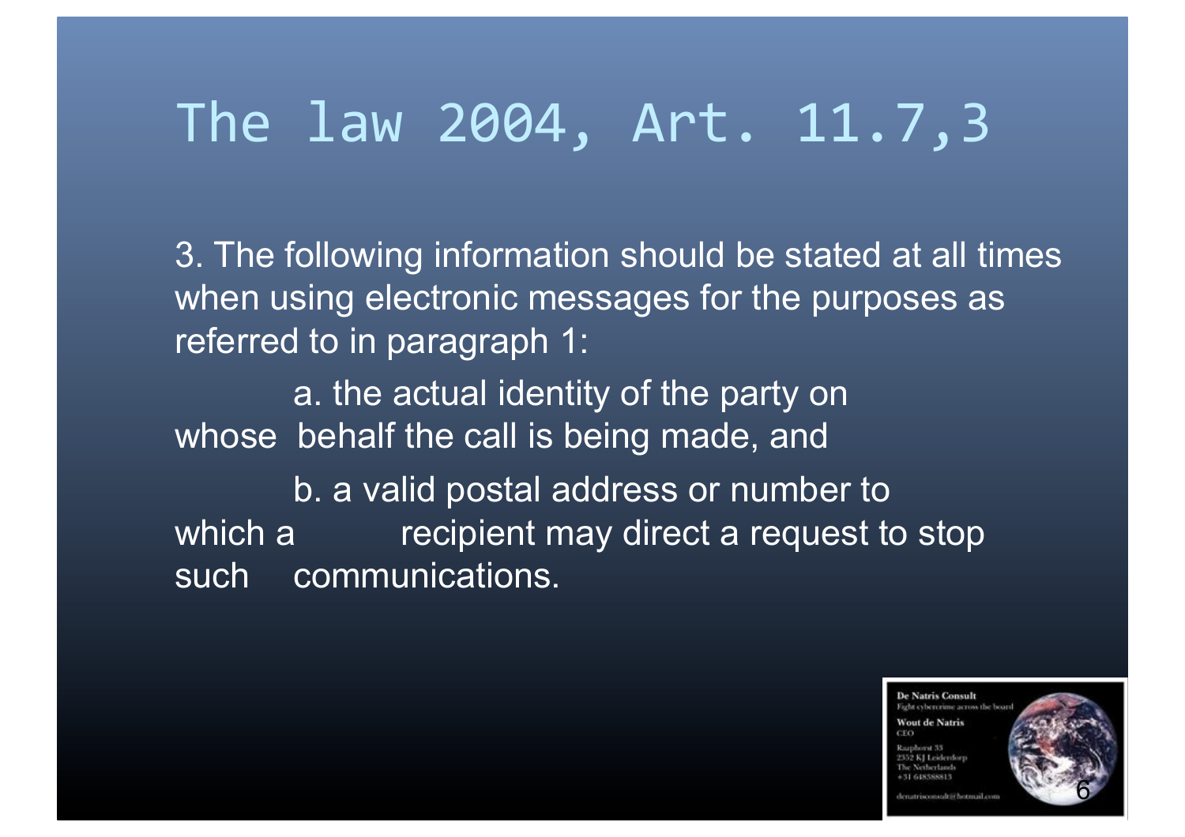# The law 2004, Art. 11.7,3

3. The following information should be stated at all times when using electronic messages for the purposes as referred to in paragraph 1:

a. the actual identity of the party on whose behalf the call is being made, and

b. a valid postal address or number to which a recipient may direct a request to stop such communications.

De Natris Consult
Fight cybercrime across the board
Wout de Natris
CEO
Raaphorst 33
2352 KJ Leiderdorp
The Netherlands
+31 648388813
denatrisconsult@hotmail.com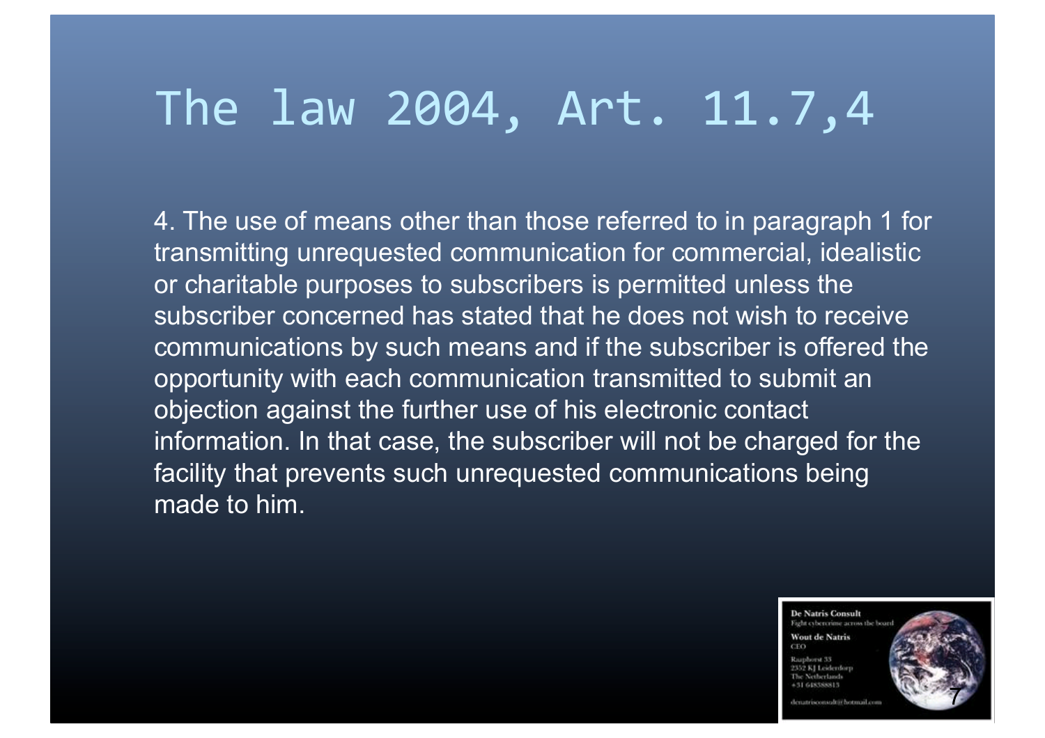# The law 2004, Art. 11.7,4

4. The use of means other than those referred to in paragraph 1 for transmitting unrequested communication for commercial, idealistic or charitable purposes to subscribers is permitted unless the subscriber concerned has stated that he does not wish to receive communications by such means and if the subscriber is offered the opportunity with each communication transmitted to submit an objection against the further use of his electronic contact information. In that case, the subscriber will not be charged for the facility that prevents such unrequested communications being made to him.

De Natris Consult
Fight cybercrime across the board
Wout de Natris
CEO
Raaphorst 33
2352 KJ Leiderdorp
The Netherlands
+31 648388813
denatrisconsult@hotmail.com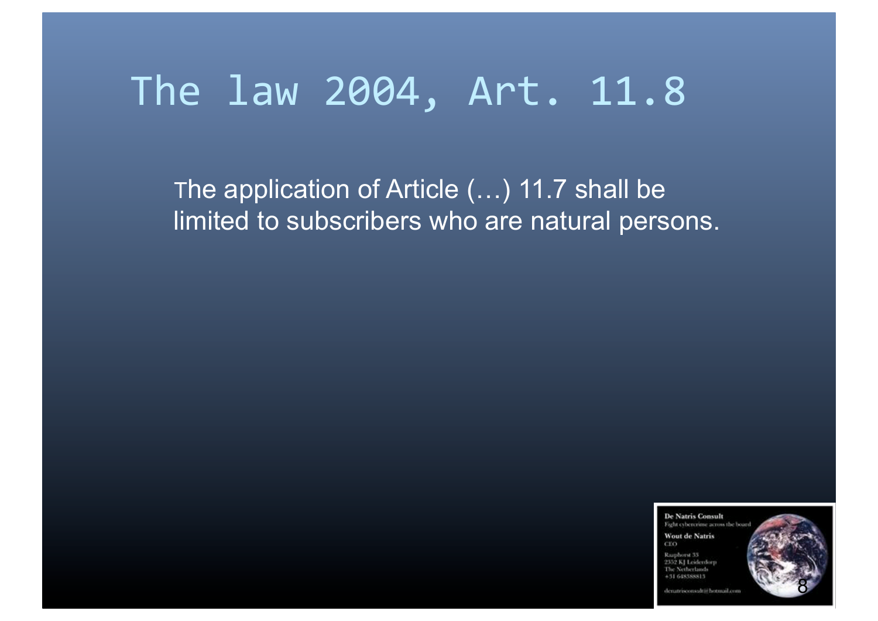# The law 2004, Art. 11.8

The application of Article (…) 11.7 shall be limited to subscribers who are natural persons.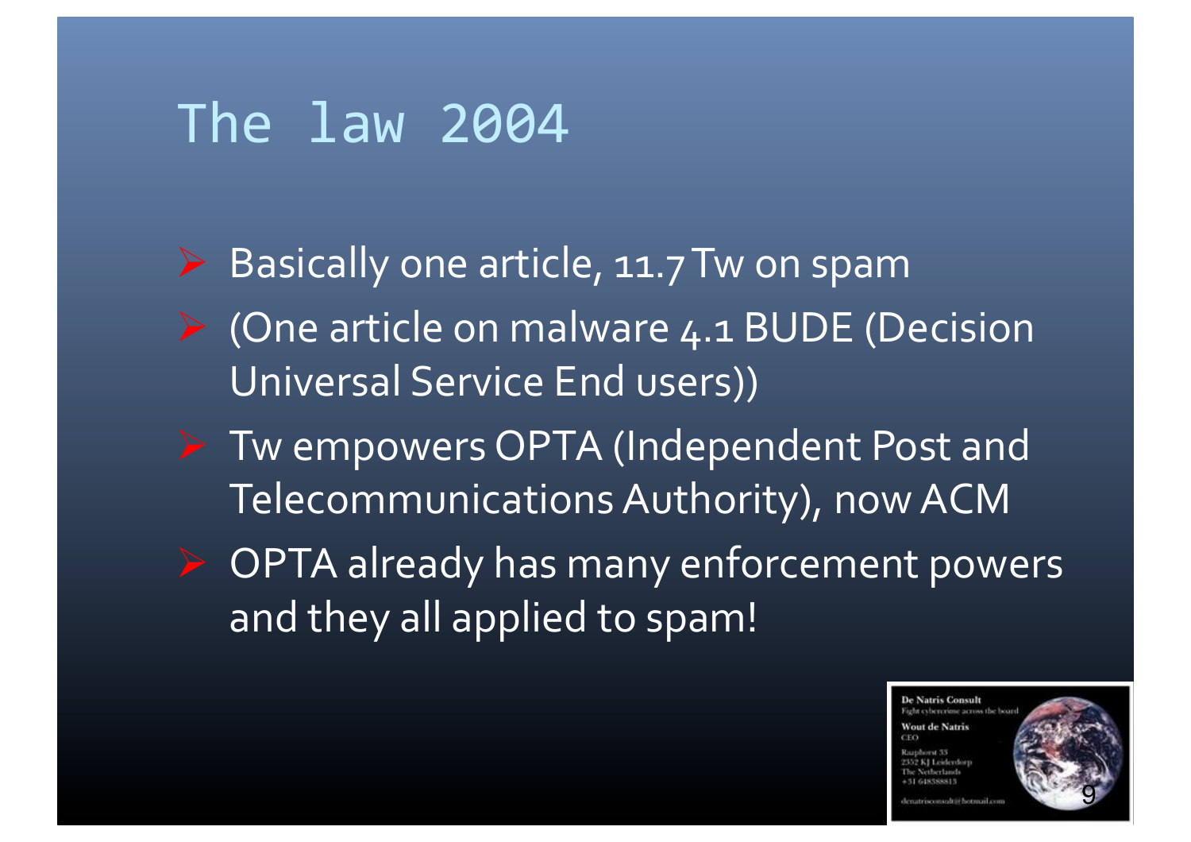# The law 2004

- Basically one article, 11.7 Tw on spam
- (One article on malware 4.1 BUDE (Decision Universal Service End users))
- Tw empowers OPTA (Independent Post and Telecommunications Authority), now ACM
- OPTA already has many enforcement powers and they all applied to spam!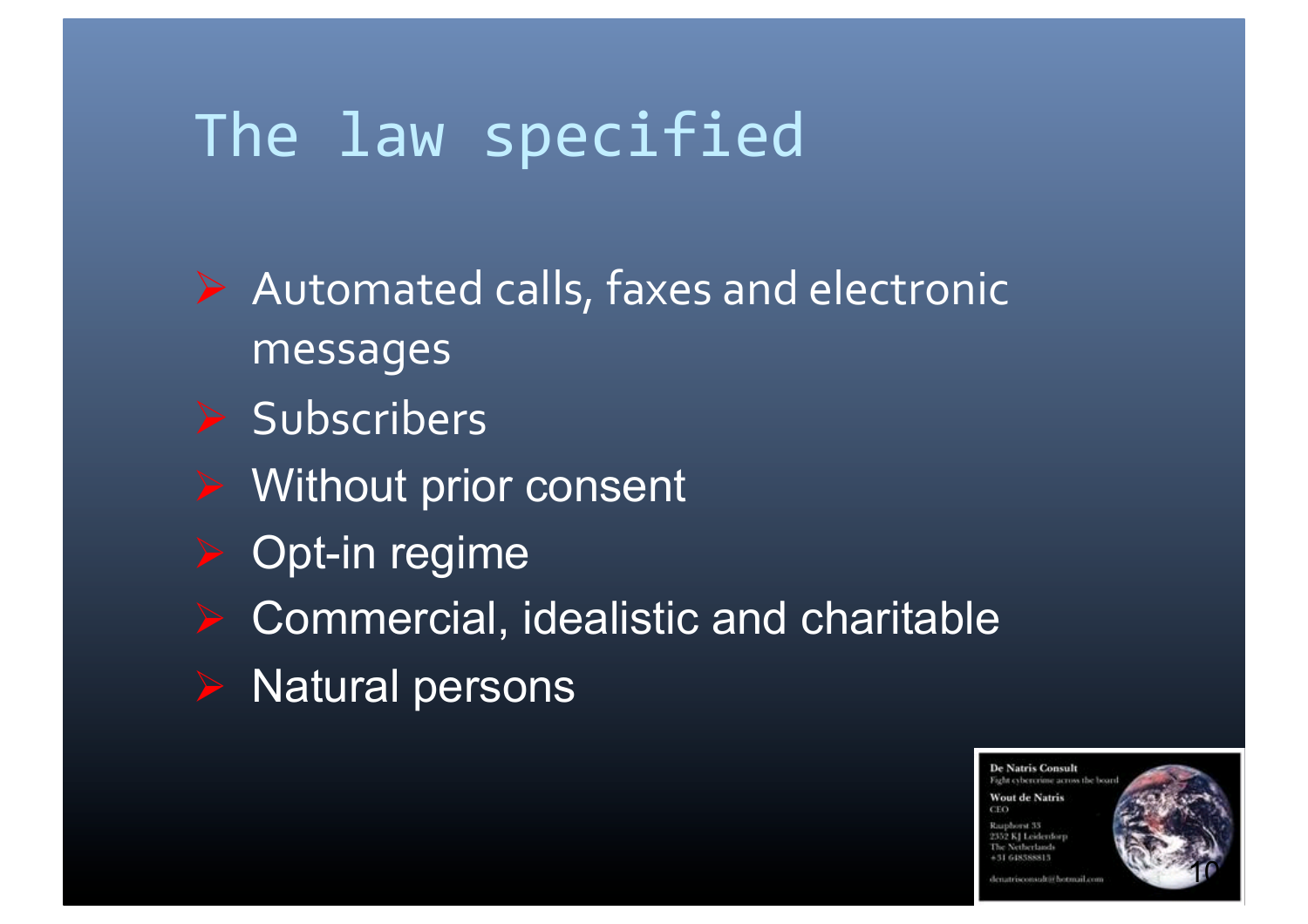# The law specified

- Automated calls, faxes and electronic messages
- Subscribers
- Without prior consent
- Opt-in regime
- Commercial, idealistic and charitable
- Natural persons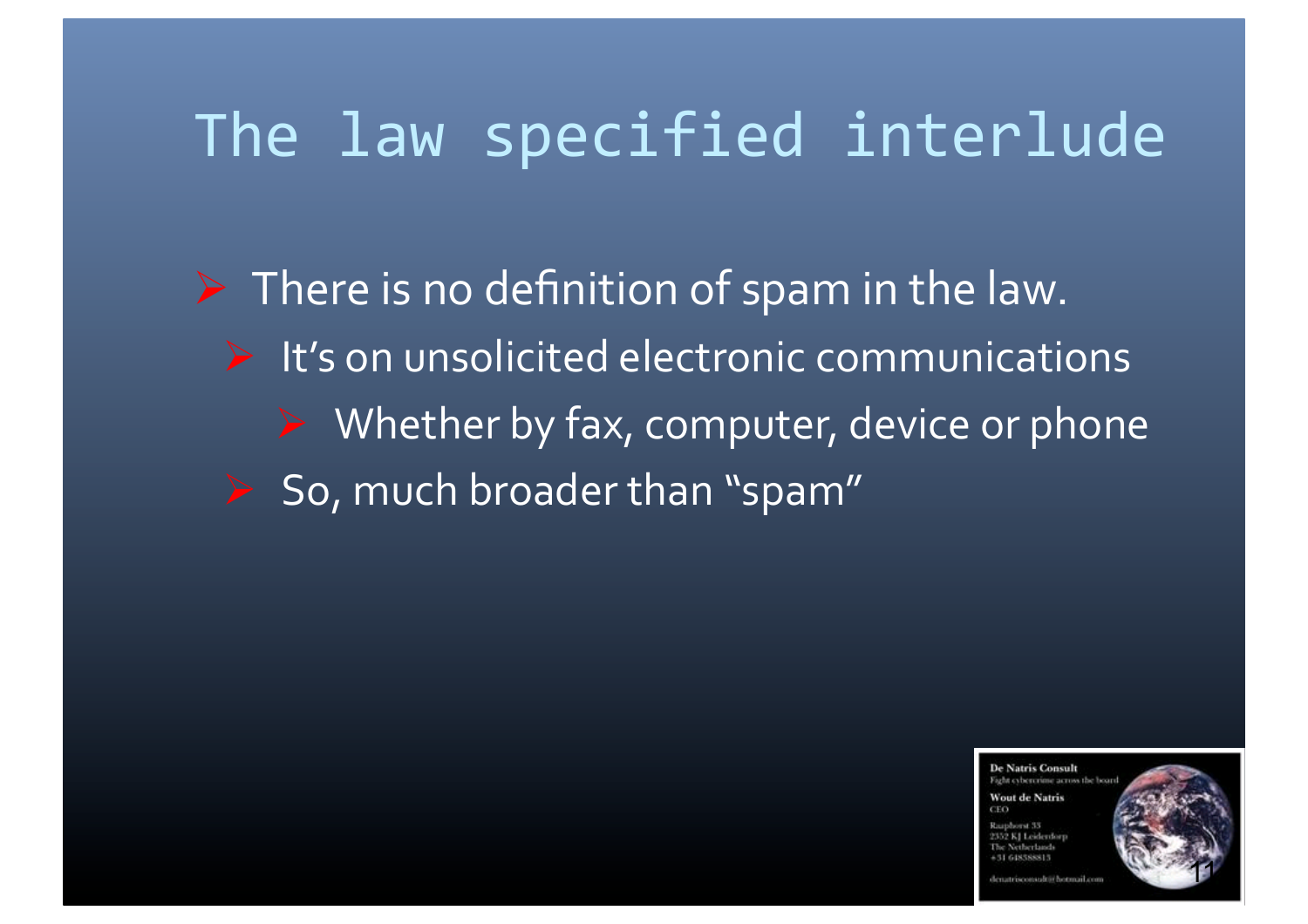# The law specified interlude

- There is no definition of spam in the law.
  - It's on unsolicited electronic communications
    - Whether by fax, computer, device or phone
  - So, much broader than "spam"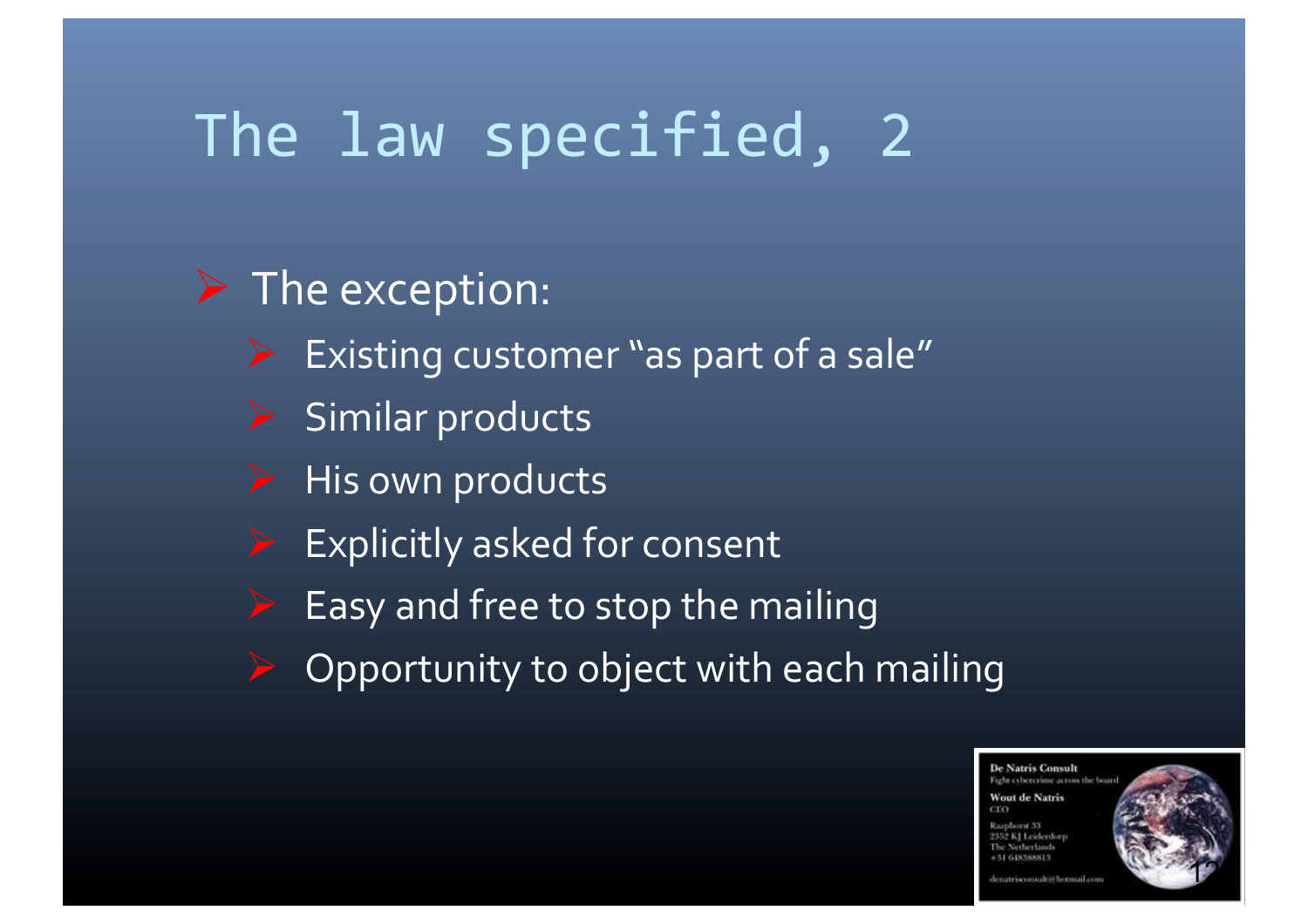# The law specified, 2

- The exception:
  - Existing customer "as part of a sale"
  - Similar products
  - His own products
  - Explicitly asked for consent
  - Easy and free to stop the mailing
  - Opportunity to object with each mailing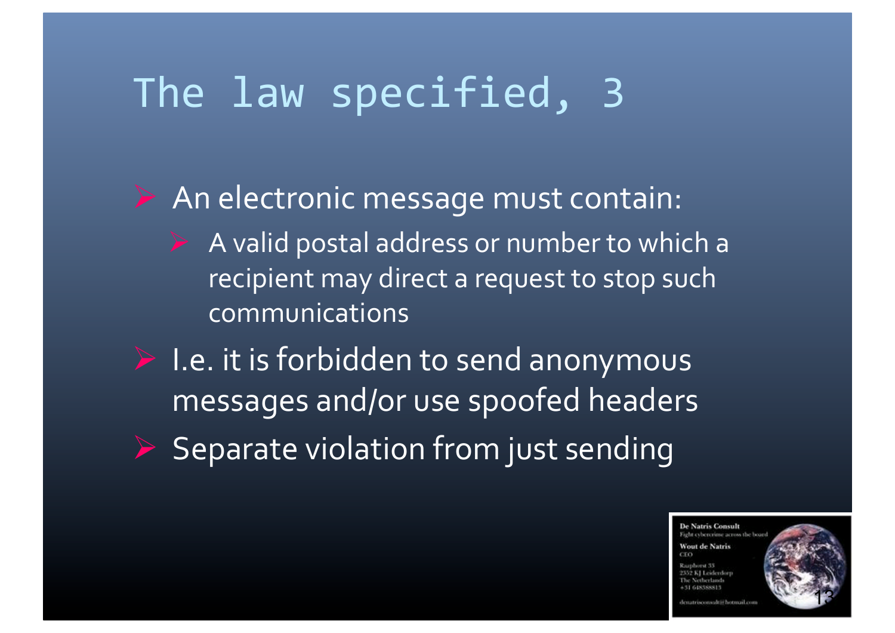# The law specified, 3

- An electronic message must contain:
  - A valid postal address or number to which a recipient may direct a request to stop such communications
- I.e. it is forbidden to send anonymous messages and/or use spoofed headers
- Separate violation from just sending

De Natris Consult
Fight cybercrime across the board
Wout de Natris
CEO
Raaphorst 33
2352 KJ Leiderdorp
The Netherlands
+31 648388813
denatrisconsult@hotmail.com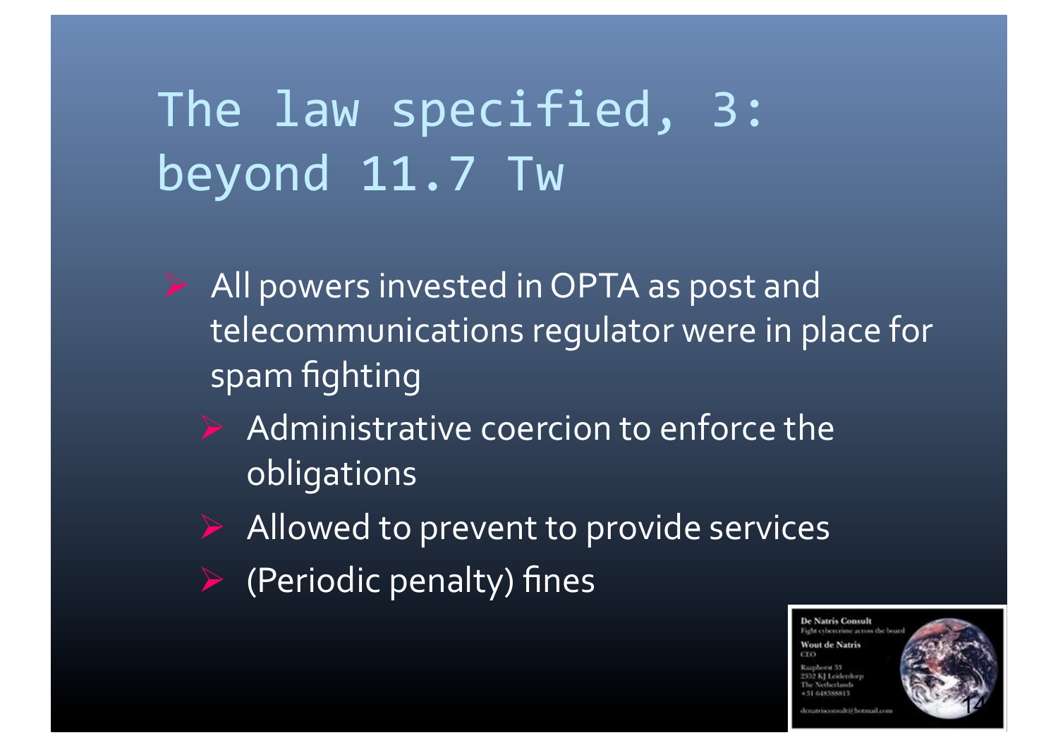# The law specified, 3: beyond 11.7 Tw

- All powers invested in OPTA as post and telecommunications regulator were in place for spam fighting
  - Administrative coercion to enforce the obligations
  - Allowed to prevent to provide services
  - (Periodic penalty) fines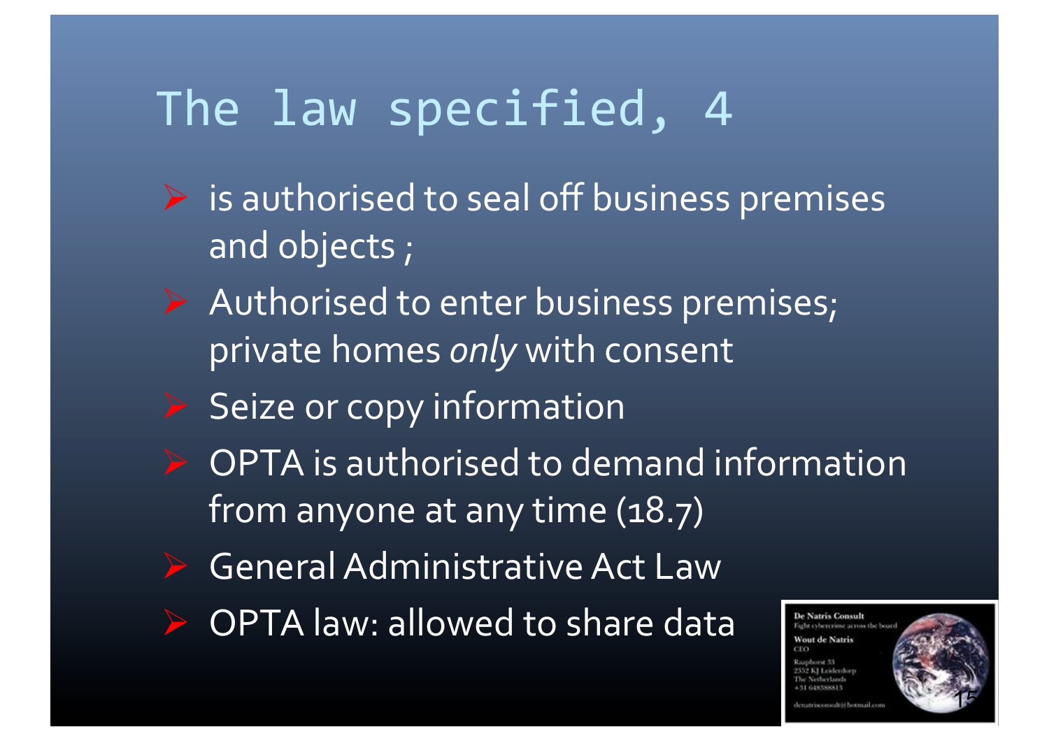# The law specified, 4

- is authorised to seal off business premises and objects ;
- Authorised to enter business premises; private homes *only* with consent
- Seize or copy information
- OPTA is authorised to demand information from anyone at any time (18.7)
- General Administrative Act Law
- OPTA law: allowed to share data

De Natris Consult
Fight cybercrime across the board
Wout de Natris
CEO
Raaphorst 33
2352 KJ Leiderdorp
The Netherlands
+31 648388813
denatrisconsult@hotmail.com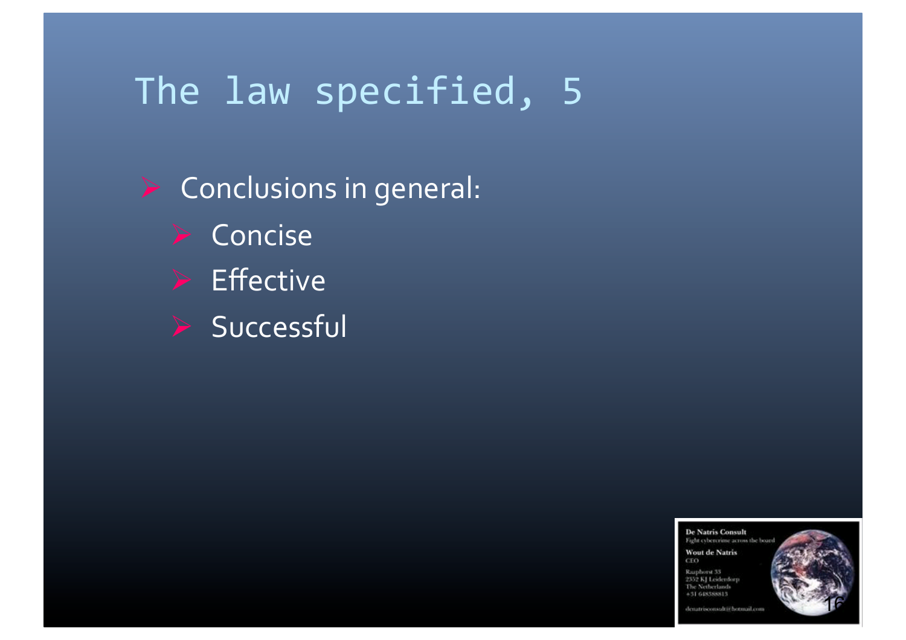# The law specified, 5

- Conclusions in general:
  - Concise
  - Effective
  - Successful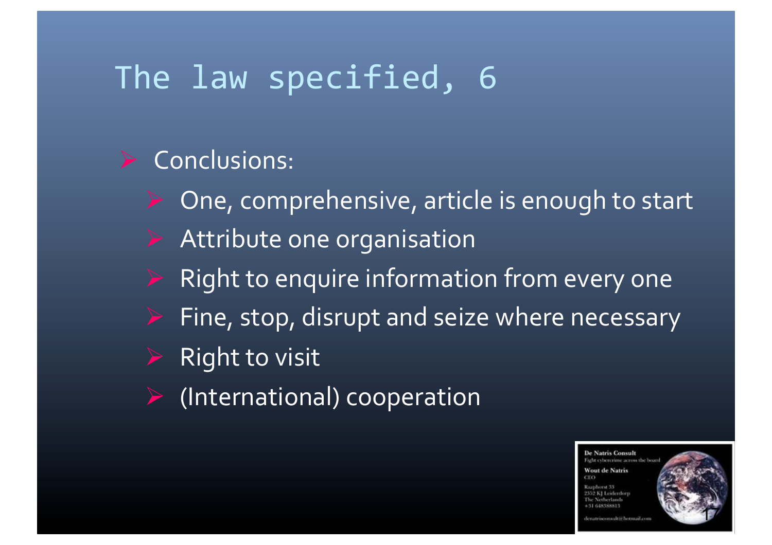# The law specified, 6

- Conclusions:
  - One, comprehensive, article is enough to start
  - Attribute one organisation
  - Right to enquire information from every one
  - Fine, stop, disrupt and seize where necessary
  - Right to visit
  - (International) cooperation

De Natris Consult
Fight cybercrime across the board
Wout de Natris
CEO
Raaphorst 33
2352 KJ Leiderdorp
The Netherlands
+31 648388813
denatrisconsult@hotmail.com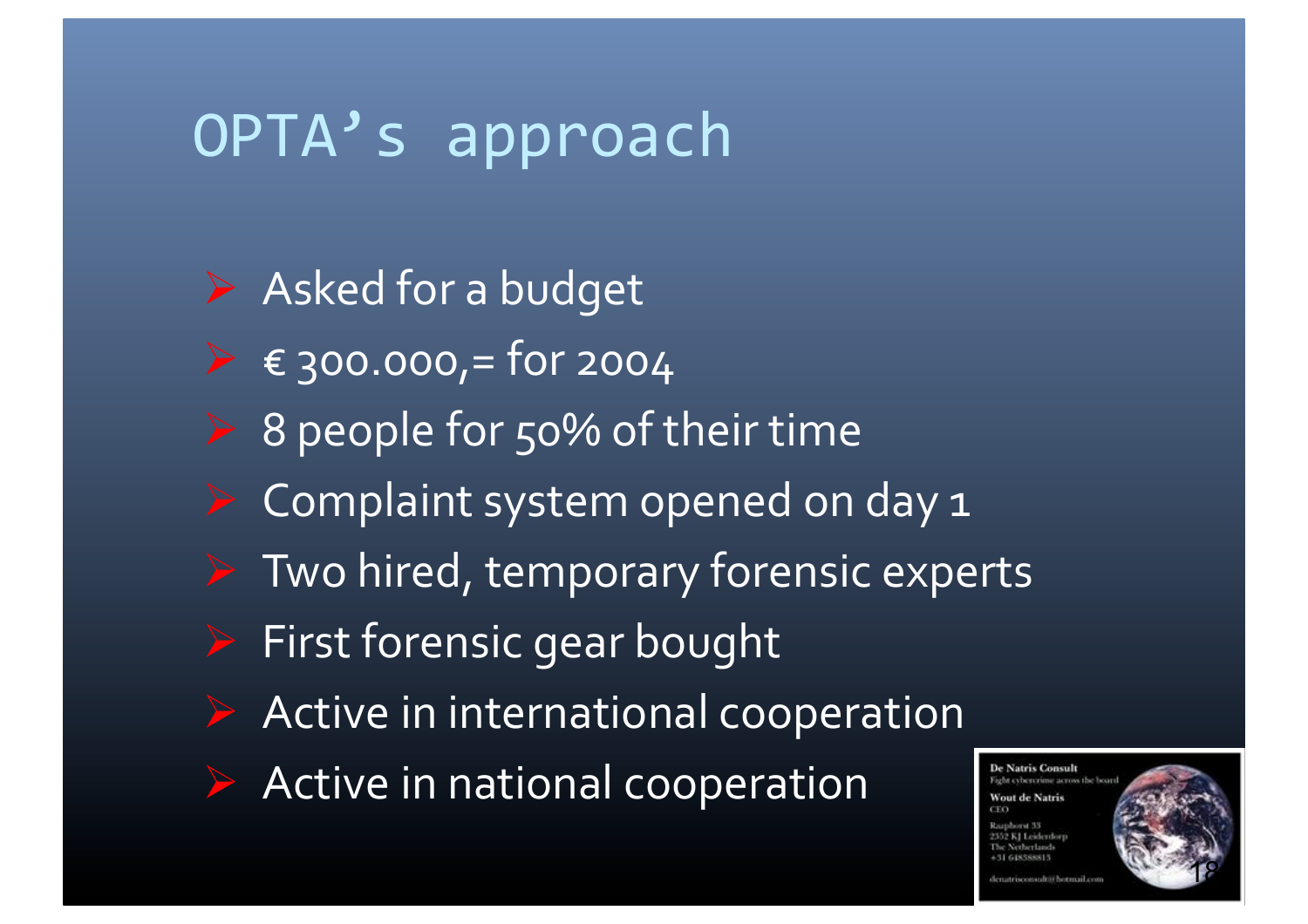# OPTA's approach

- Asked for a budget
- € 300.000,= for 2004
- 8 people for 50% of their time
- Complaint system opened on day 1
- Two hired, temporary forensic experts
- First forensic gear bought
- Active in international cooperation
- Active in national cooperation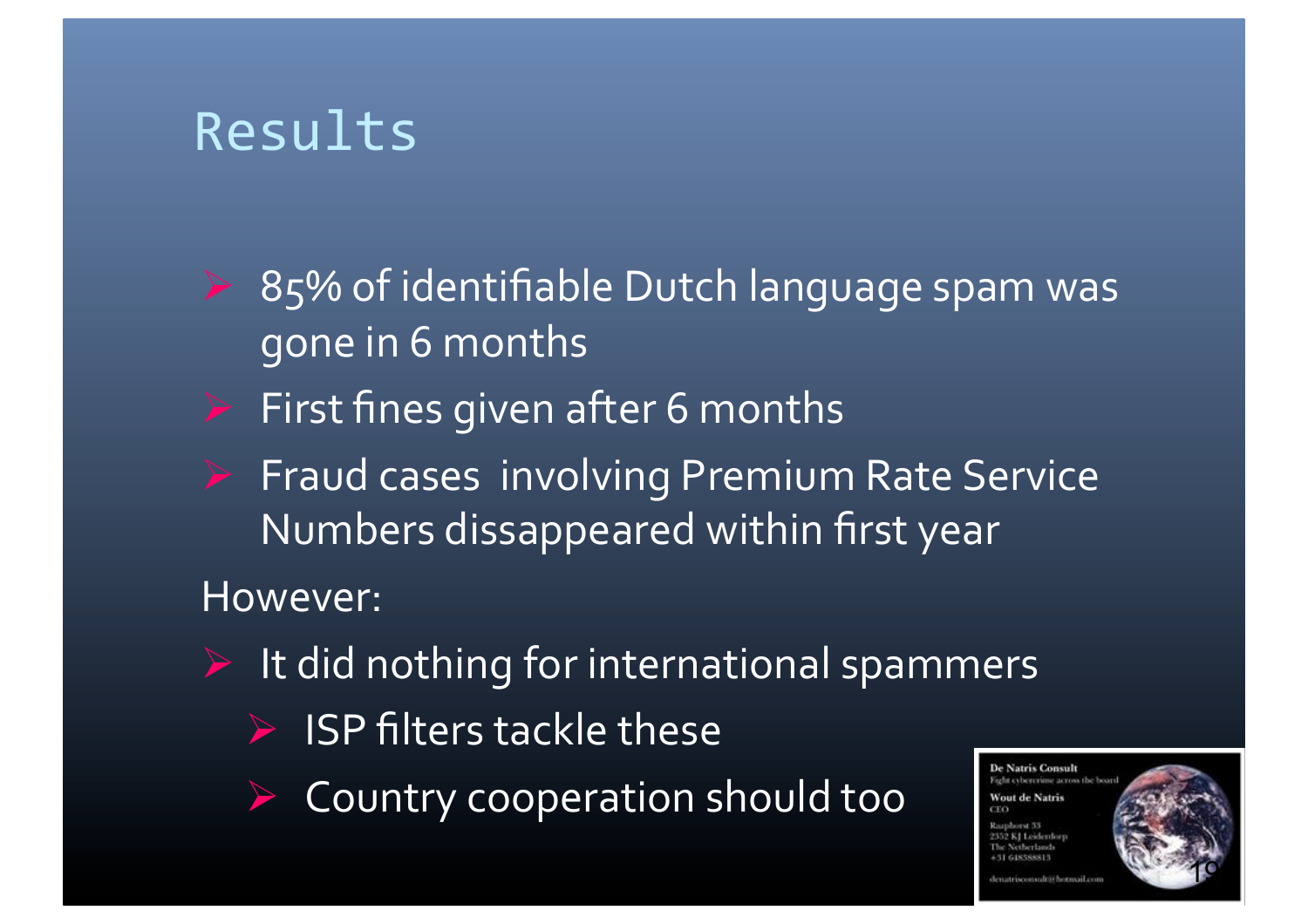# Results

- 85% of identifiable Dutch language spam was gone in 6 months
- First fines given after 6 months
- Fraud cases involving Premium Rate Service Numbers dissappeared within first year

However:

- It did nothing for international spammers
  - ISP filters tackle these
  - Country cooperation should too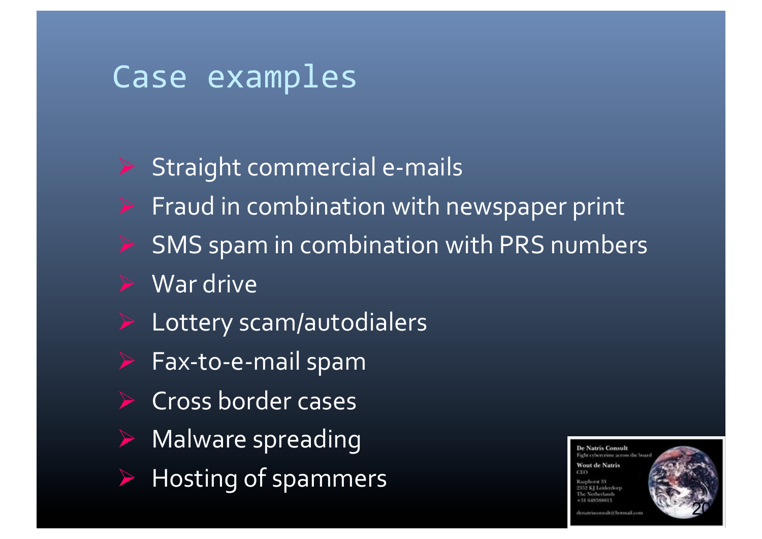# Case examples

- Straight commercial e-mails
- Fraud in combination with newspaper print
- SMS spam in combination with PRS numbers
- War drive
- Lottery scam/autodialers
- Fax-to-e-mail spam
- Cross border cases
- Malware spreading
- Hosting of spammers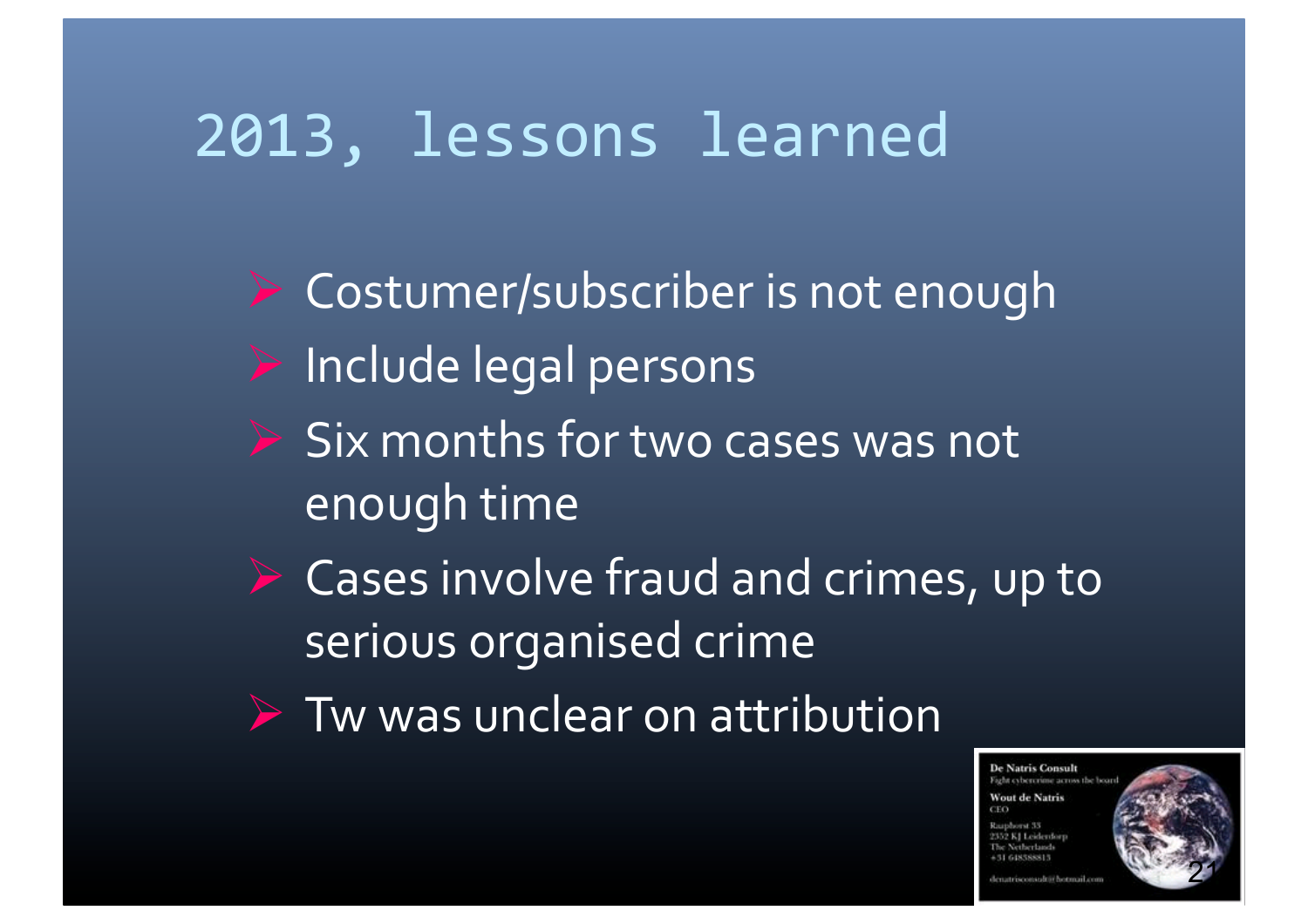# 2013, lessons learned

- Costumer/subscriber is not enough
- Include legal persons
- Six months for two cases was not enough time
- Cases involve fraud and crimes, up to serious organised crime
- Tw was unclear on attribution

De Natris Consult
Fight cybercrime across the board
Wout de Natris
CEO
Raaphorst 33
2352 KJ Leiderdorp
The Netherlands
+31 648388813
denatrisconsult@hotmail.com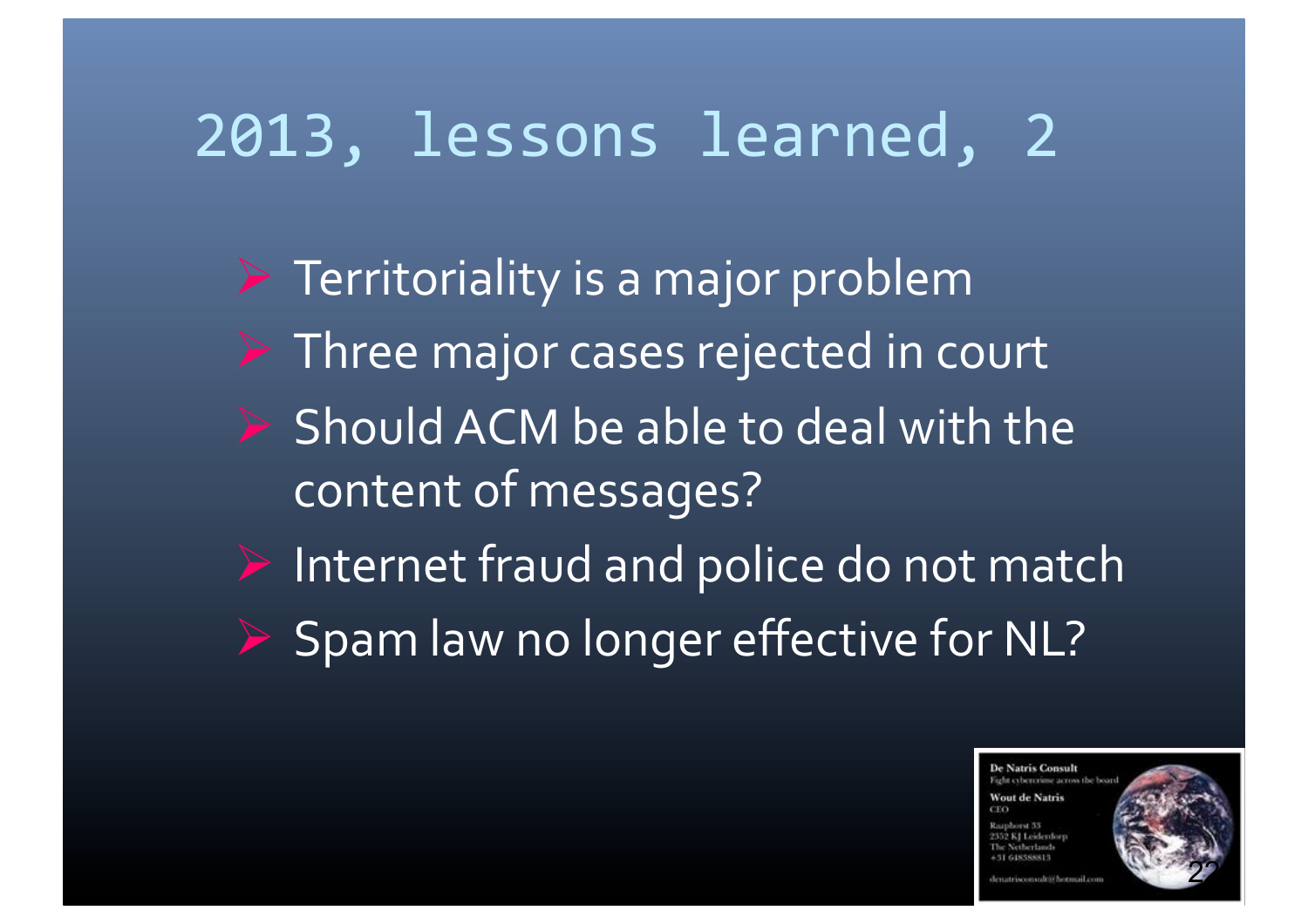# 2013, lessons learned, 2

- Territoriality is a major problem
- Three major cases rejected in court
- Should ACM be able to deal with the content of messages?
- Internet fraud and police do not match
- Spam law no longer effective for NL?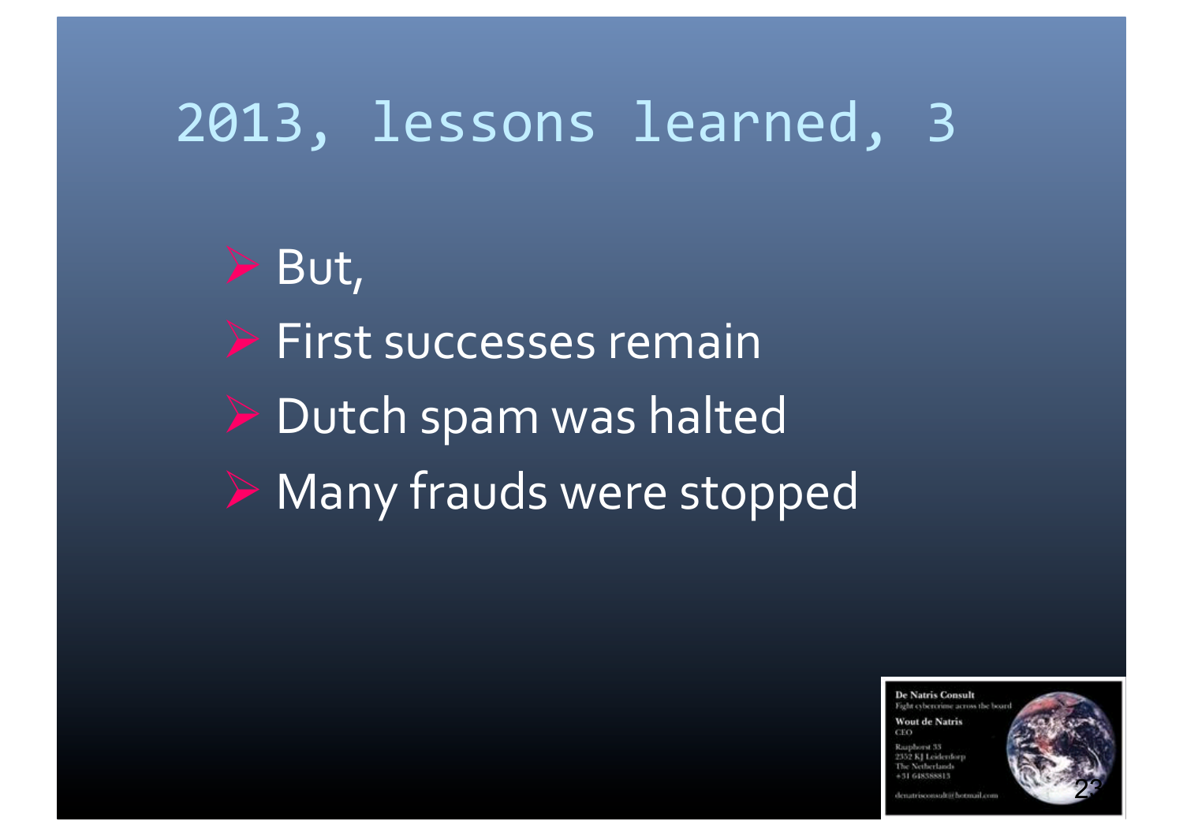# 2013, lessons learned, 3

- But,
- First successes remain
- Dutch spam was halted
- Many frauds were stopped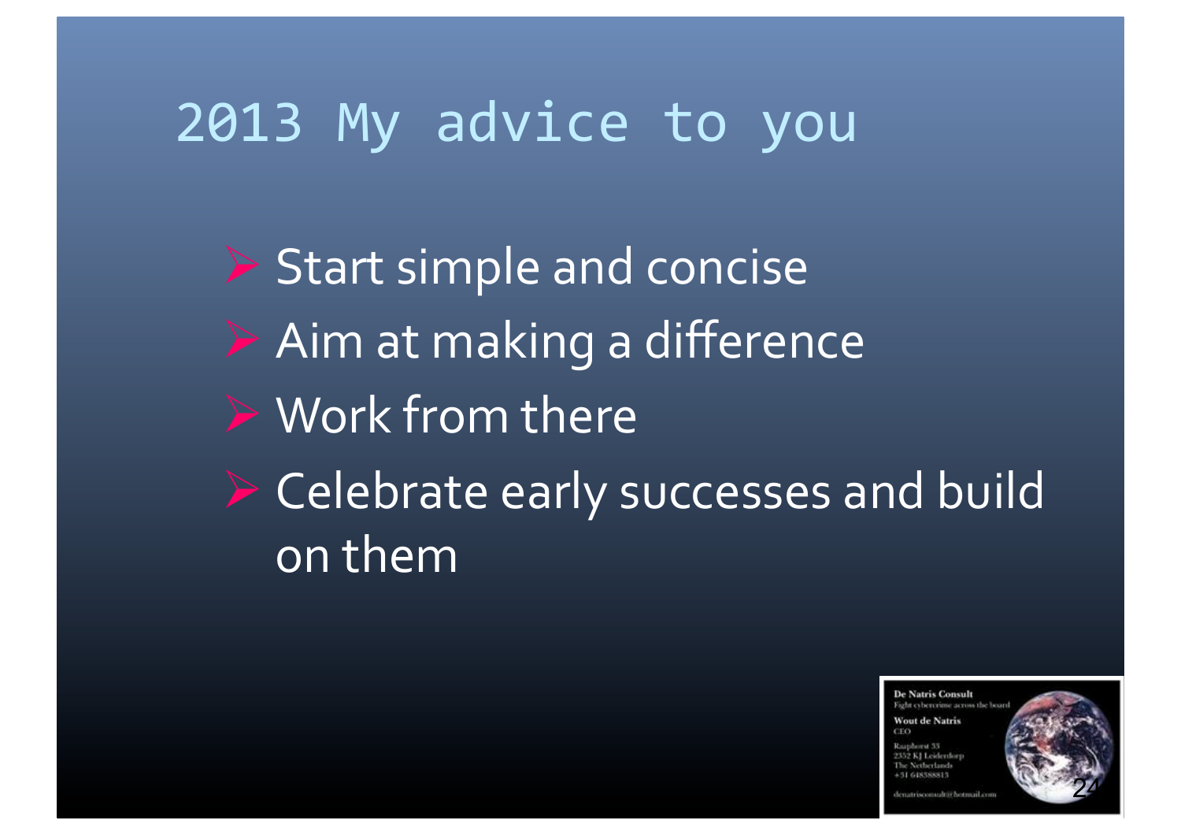# 2013 My advice to you

- Start simple and concise
- Aim at making a difference
- Work from there
- Celebrate early successes and build on them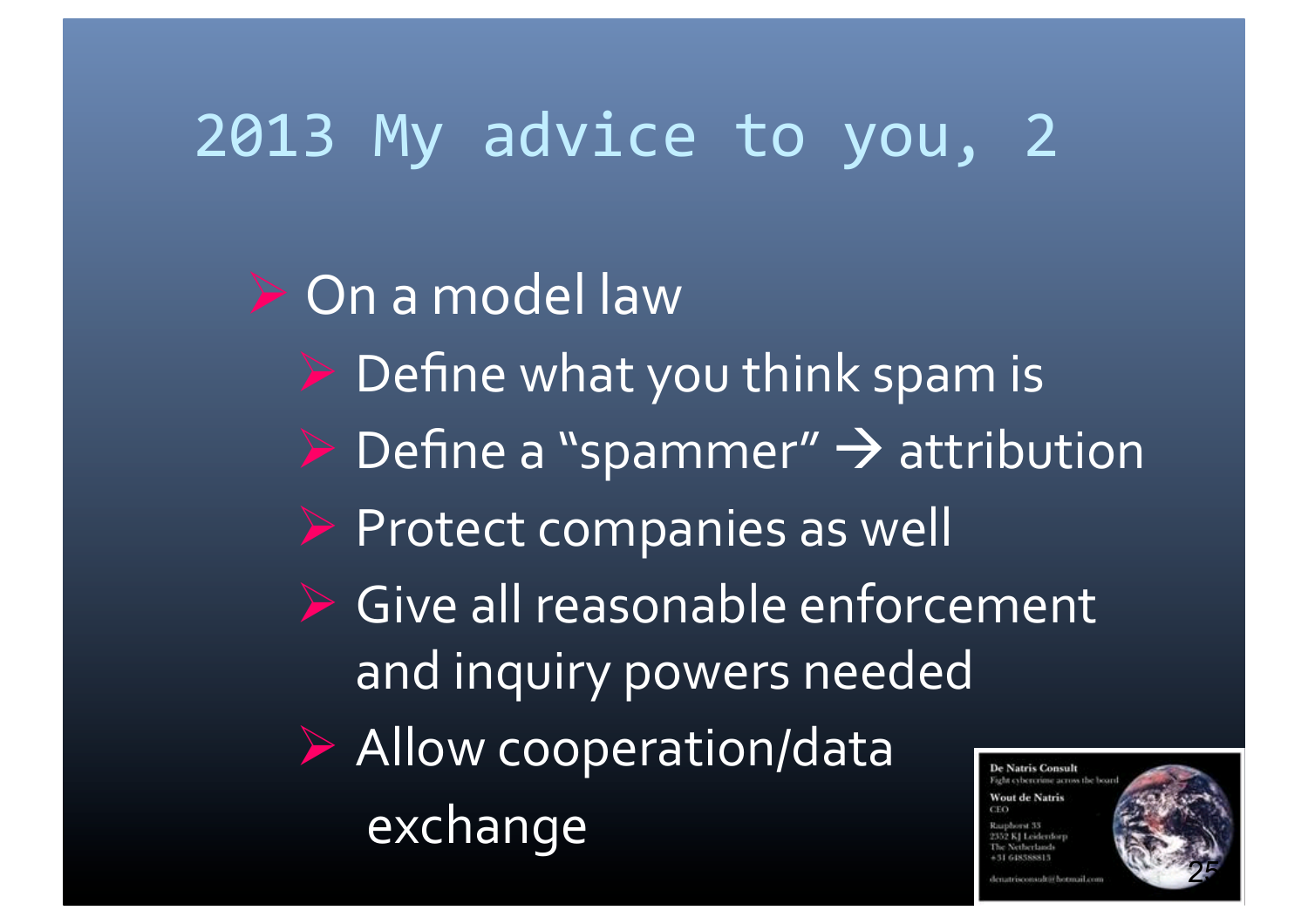# 2013 My advice to you, 2

- On a model law
  - Define what you think spam is
  - Define a "spammer" → attribution
  - Protect companies as well
  - Give all reasonable enforcement and inquiry powers needed
  - Allow cooperation/data exchange

De Natris Consult
Fight cybercrime across the board
Wout de Natris
CEO
Raaphorst 33
2352 KJ Leiderdorp
The Netherlands
+31 648388813
denatrisconsult@hotmail.com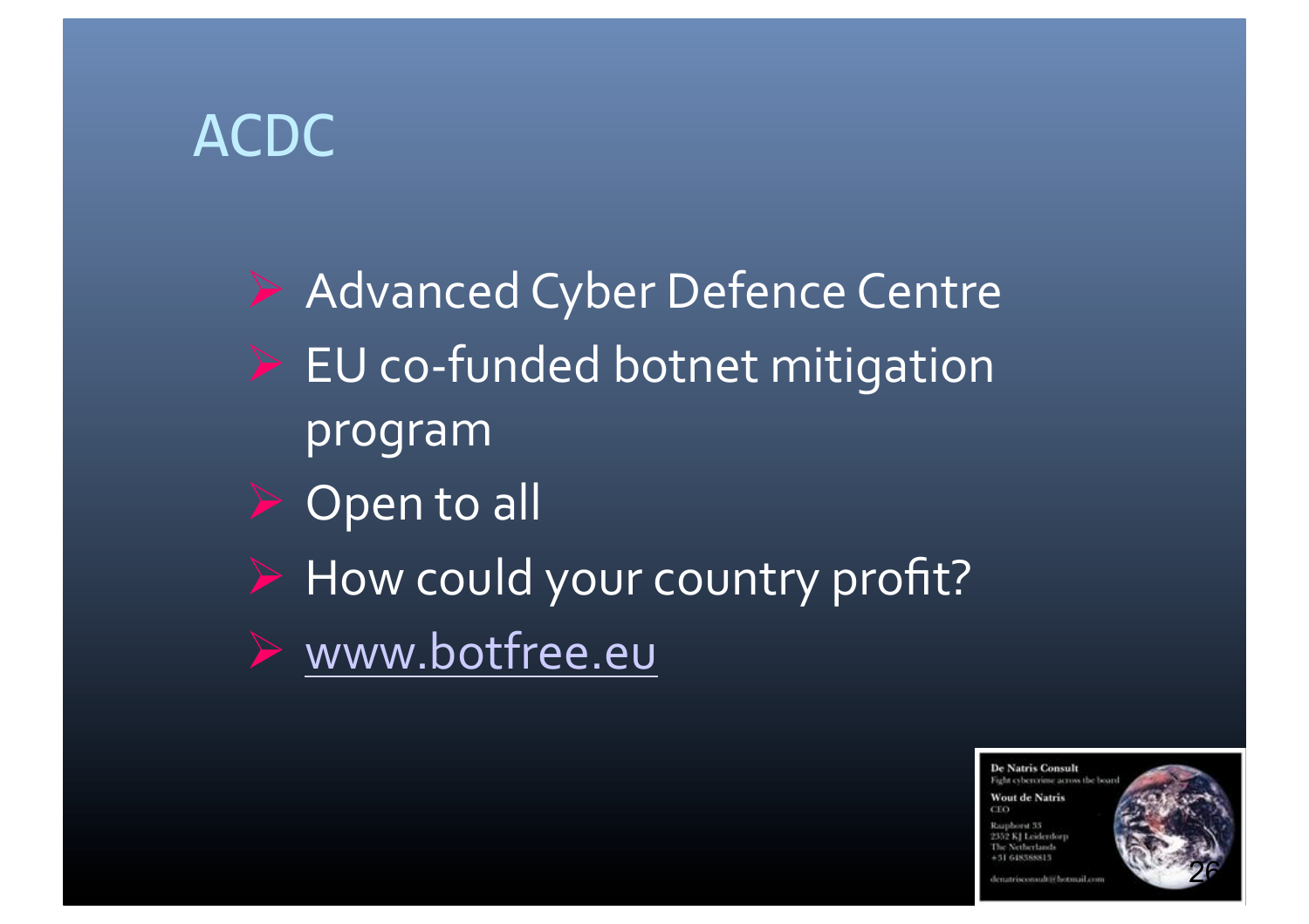# ACDC

- Advanced Cyber Defence Centre
- EU co-funded botnet mitigation program
- Open to all
- How could your country profit?
- www.botfree.eu

De Natris Consult
Fight cybercrime across the board

Wout de Natris
CEO

Raaphorst 33
2352 KJ Leiderdorp
The Netherlands
+31 648388813

denatrisconsult@hotmail.com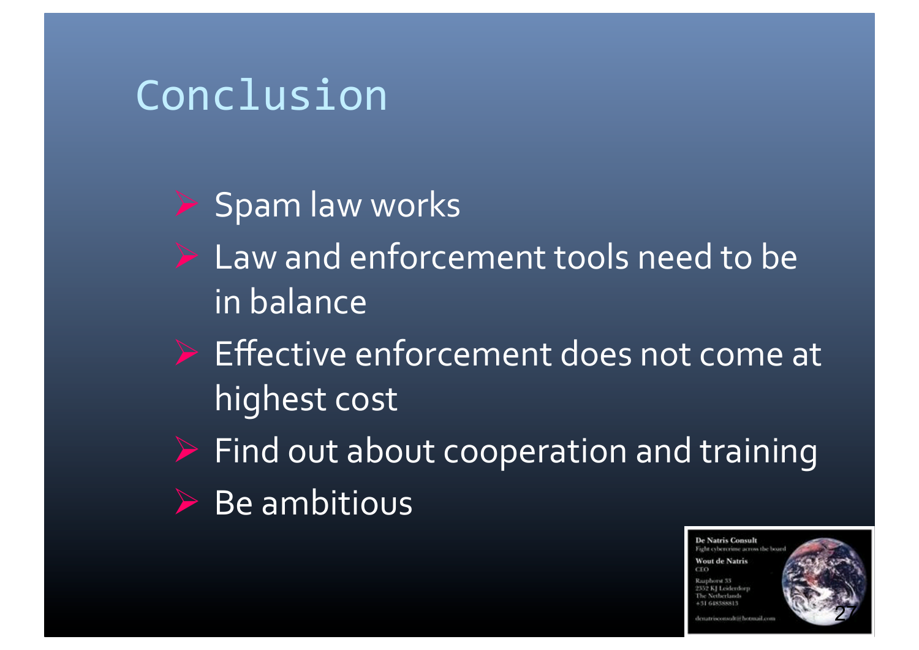# Conclusion

- Spam law works
- Law and enforcement tools need to be in balance
- Effective enforcement does not come at highest cost
- Find out about cooperation and training
- Be ambitious

De Natris Consult
Fight cybercrime across the board
Wout de Natris
CEO
Raaphorst 33
2352 KJ Leiderdorp
The Netherlands
+31 648388813
denatrisconsult@hotmail.com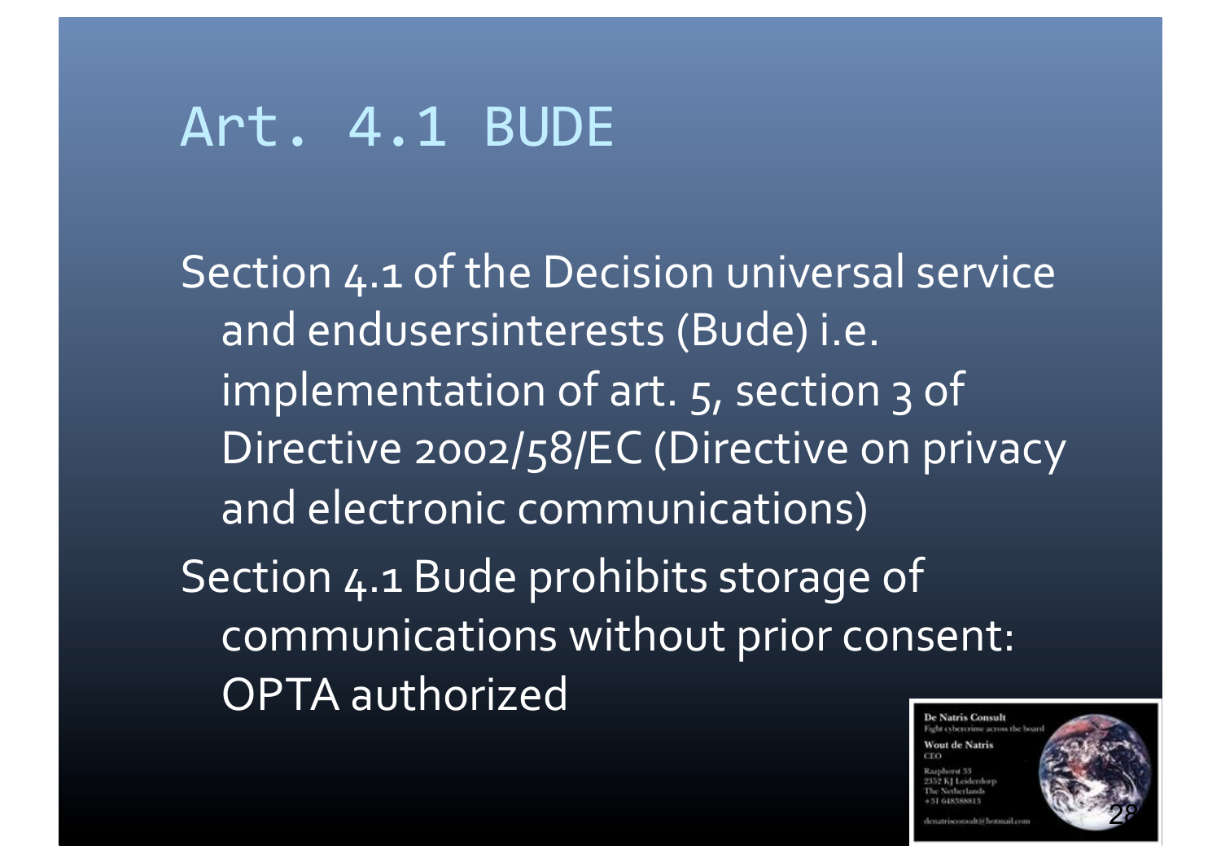# Art. 4.1 BUDE

Section 4.1 of the Decision universal service and endusersinterests (Bude) i.e. implementation of art. 5, section 3 of Directive 2002/58/EC (Directive on privacy and electronic communications)

Section 4.1 Bude prohibits storage of communications without prior consent: OPTA authorized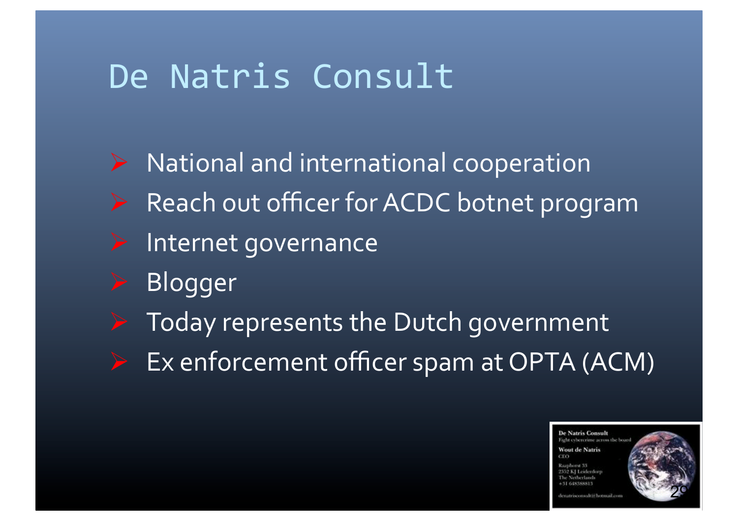# De Natris Consult

- National and international cooperation
- Reach out officer for ACDC botnet program
- Internet governance
- Blogger
- Today represents the Dutch government
- Ex enforcement officer spam at OPTA (ACM)

**De Natris Consult**
Fight cybercrime across the board

**Wout de Natris**
CEO

Raaphorst 33
2352 KJ Leiderdorp
The Netherlands
+31 648388813

denatrisconsult@hotmail.com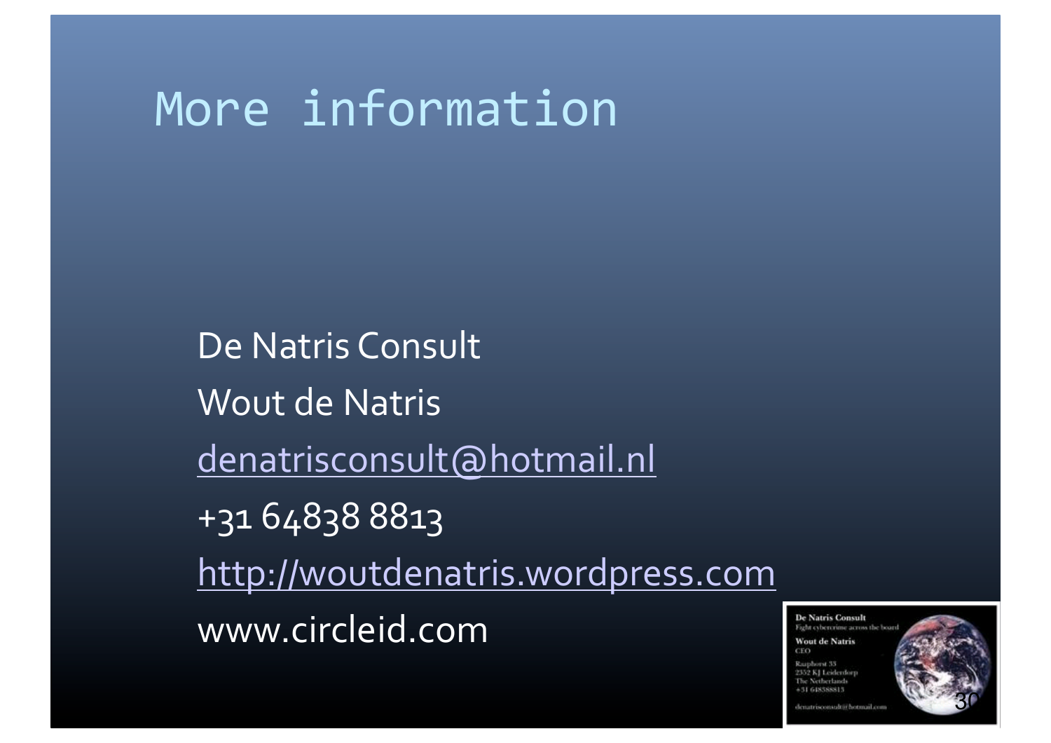# More information

De Natris Consult

Wout de Natris

denatrisconsult@hotmail.nl

+31 64838 8813

http://woutdenatris.wordpress.com

www.circleid.com